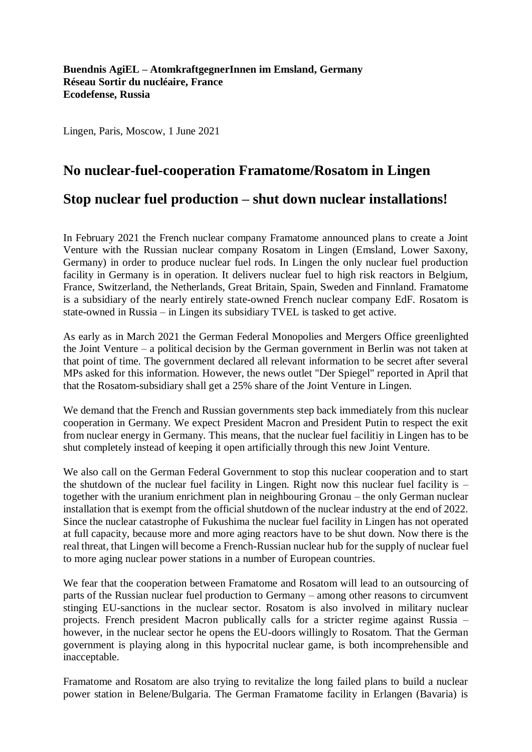**Buendnis AgiEL – AtomkraftgegnerInnen im Emsland, Germany**
**Réseau Sortir du nucléaire, France**
**Ecodefense, Russia**

Lingen, Paris, Moscow, 1 June 2021

# No nuclear-fuel-cooperation Framatome/Rosatom in Lingen

# Stop nuclear fuel production – shut down nuclear installations!

In February 2021 the French nuclear company Framatome announced plans to create a Joint Venture with the Russian nuclear company Rosatom in Lingen (Emsland, Lower Saxony, Germany) in order to produce nuclear fuel rods. In Lingen the only nuclear fuel production facility in Germany is in operation. It delivers nuclear fuel to high risk reactors in Belgium, France, Switzerland, the Netherlands, Great Britain, Spain, Sweden and Finnland. Framatome is a subsidiary of the nearly entirely state-owned French nuclear company EdF. Rosatom is state-owned in Russia – in Lingen its subsidiary TVEL is tasked to get active.

As early as in March 2021 the German Federal Monopolies and Mergers Office greenlighted the Joint Venture – a political decision by the German government in Berlin was not taken at that point of time. The government declared all relevant information to be secret after several MPs asked for this information. However, the news outlet "Der Spiegel" reported in April that that the Rosatom-subsidiary shall get a 25% share of the Joint Venture in Lingen.

We demand that the French and Russian governments step back immediately from this nuclear cooperation in Germany. We expect President Macron and President Putin to respect the exit from nuclear energy in Germany. This means, that the nuclear fuel facilitiy in Lingen has to be shut completely instead of keeping it open artificially through this new Joint Venture.

We also call on the German Federal Government to stop this nuclear cooperation and to start the shutdown of the nuclear fuel facility in Lingen. Right now this nuclear fuel facility is – together with the uranium enrichment plan in neighbouring Gronau – the only German nuclear installation that is exempt from the official shutdown of the nuclear industry at the end of 2022. Since the nuclear catastrophe of Fukushima the nuclear fuel facility in Lingen has not operated at full capacity, because more and more aging reactors have to be shut down. Now there is the real threat, that Lingen will become a French-Russian nuclear hub for the supply of nuclear fuel to more aging nuclear power stations in a number of European countries.

We fear that the cooperation between Framatome and Rosatom will lead to an outsourcing of parts of the Russian nuclear fuel production to Germany – among other reasons to circumvent stinging EU-sanctions in the nuclear sector. Rosatom is also involved in military nuclear projects. French president Macron publically calls for a stricter regime against Russia – however, in the nuclear sector he opens the EU-doors willingly to Rosatom. That the German government is playing along in this hypocrital nuclear game, is both incomprehensible and inacceptable.

Framatome and Rosatom are also trying to revitalize the long failed plans to build a nuclear power station in Belene/Bulgaria. The German Framatome facility in Erlangen (Bavaria) is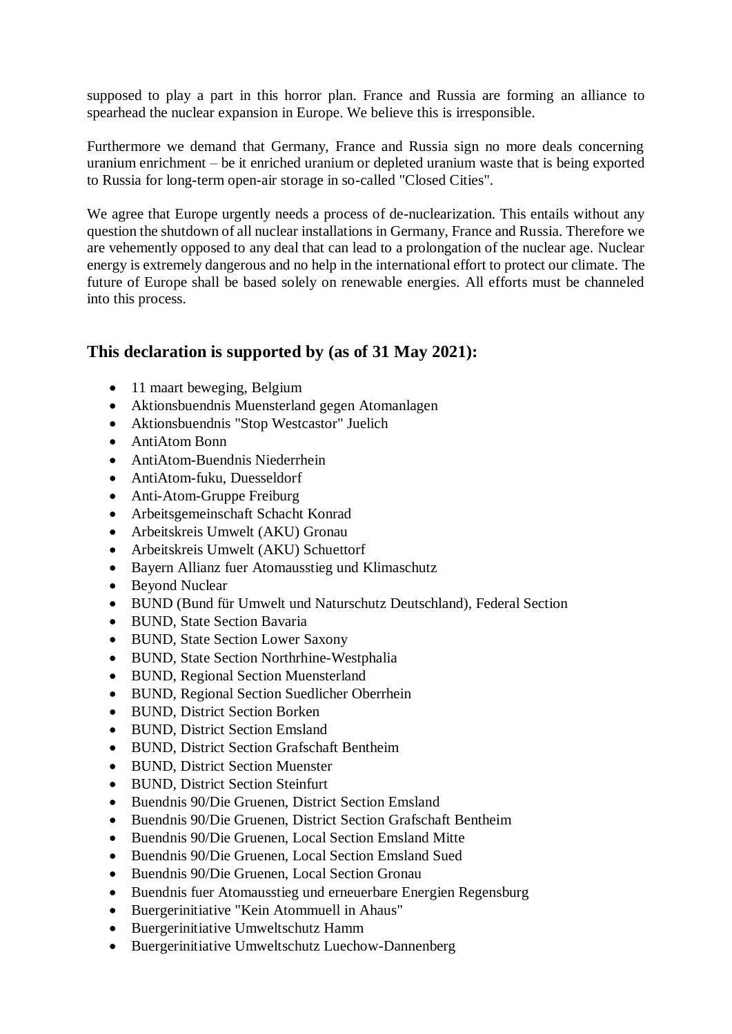supposed to play a part in this horror plan. France and Russia are forming an alliance to spearhead the nuclear expansion in Europe. We believe this is irresponsible.

Furthermore we demand that Germany, France and Russia sign no more deals concerning uranium enrichment – be it enriched uranium or depleted uranium waste that is being exported to Russia for long-term open-air storage in so-called "Closed Cities".

We agree that Europe urgently needs a process of de-nuclearization. This entails without any question the shutdown of all nuclear installations in Germany, France and Russia. Therefore we are vehemently opposed to any deal that can lead to a prolongation of the nuclear age. Nuclear energy is extremely dangerous and no help in the international effort to protect our climate. The future of Europe shall be based solely on renewable energies. All efforts must be channeled into this process.

## This declaration is supported by (as of 31 May 2021):

- 11 maart beweging, Belgium
- Aktionsbuendnis Muensterland gegen Atomanlagen
- Aktionsbuendnis "Stop Westcastor" Juelich
- AntiAtom Bonn
- AntiAtom-Buendnis Niederrhein
- AntiAtom-fuku, Duesseldorf
- Anti-Atom-Gruppe Freiburg
- Arbeitsgemeinschaft Schacht Konrad
- Arbeitskreis Umwelt (AKU) Gronau
- Arbeitskreis Umwelt (AKU) Schuettorf
- Bayern Allianz fuer Atomausstieg und Klimaschutz
- Beyond Nuclear
- BUND (Bund für Umwelt und Naturschutz Deutschland), Federal Section
- BUND, State Section Bavaria
- BUND, State Section Lower Saxony
- BUND, State Section Northrhine-Westphalia
- BUND, Regional Section Muensterland
- BUND, Regional Section Suedlicher Oberrhein
- BUND, District Section Borken
- BUND, District Section Emsland
- BUND, District Section Grafschaft Bentheim
- BUND, District Section Muenster
- BUND, District Section Steinfurt
- Buendnis 90/Die Gruenen, District Section Emsland
- Buendnis 90/Die Gruenen, District Section Grafschaft Bentheim
- Buendnis 90/Die Gruenen, Local Section Emsland Mitte
- Buendnis 90/Die Gruenen, Local Section Emsland Sued
- Buendnis 90/Die Gruenen, Local Section Gronau
- Buendnis fuer Atomausstieg und erneuerbare Energien Regensburg
- Buergerinitiative "Kein Atommuell in Ahaus"
- Buergerinitiative Umweltschutz Hamm
- Buergerinitiative Umweltschutz Luechow-Dannenberg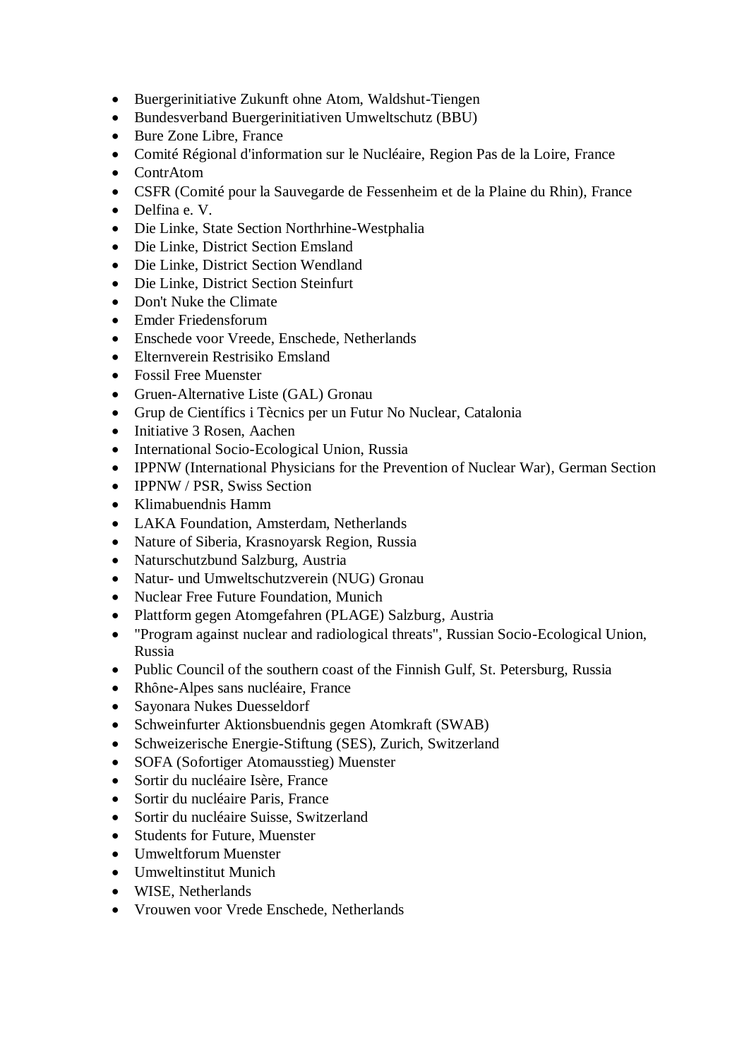- Buergerinitiative Zukunft ohne Atom, Waldshut-Tiengen
- Bundesverband Buergerinitiativen Umweltschutz (BBU)
- Bure Zone Libre, France
- Comité Régional d'information sur le Nucléaire, Region Pas de la Loire, France
- ContrAtom
- CSFR (Comité pour la Sauvegarde de Fessenheim et de la Plaine du Rhin), France
- Delfina e. V.
- Die Linke, State Section Northrhine-Westphalia
- Die Linke, District Section Emsland
- Die Linke, District Section Wendland
- Die Linke, District Section Steinfurt
- Don't Nuke the Climate
- Emder Friedensforum
- Enschede voor Vreede, Enschede, Netherlands
- Elternverein Restrisiko Emsland
- Fossil Free Muenster
- Gruen-Alternative Liste (GAL) Gronau
- Grup de Científics i Tècnics per un Futur No Nuclear, Catalonia
- Initiative 3 Rosen, Aachen
- International Socio-Ecological Union, Russia
- IPPNW (International Physicians for the Prevention of Nuclear War), German Section
- IPPNW / PSR, Swiss Section
- Klimabuendnis Hamm
- LAKA Foundation, Amsterdam, Netherlands
- Nature of Siberia, Krasnoyarsk Region, Russia
- Naturschutzbund Salzburg, Austria
- Natur- und Umweltschutzverein (NUG) Gronau
- Nuclear Free Future Foundation, Munich
- Plattform gegen Atomgefahren (PLAGE) Salzburg, Austria
- "Program against nuclear and radiological threats", Russian Socio-Ecological Union, Russia
- Public Council of the southern coast of the Finnish Gulf, St. Petersburg, Russia
- Rhône-Alpes sans nucléaire, France
- Sayonara Nukes Duesseldorf
- Schweinfurter Aktionsbuendnis gegen Atomkraft (SWAB)
- Schweizerische Energie-Stiftung (SES), Zurich, Switzerland
- SOFA (Sofortiger Atomausstieg) Muenster
- Sortir du nucléaire Isère, France
- Sortir du nucléaire Paris, France
- Sortir du nucléaire Suisse, Switzerland
- Students for Future, Muenster
- Umweltforum Muenster
- Umweltinstitut Munich
- WISE, Netherlands
- Vrouwen voor Vrede Enschede, Netherlands